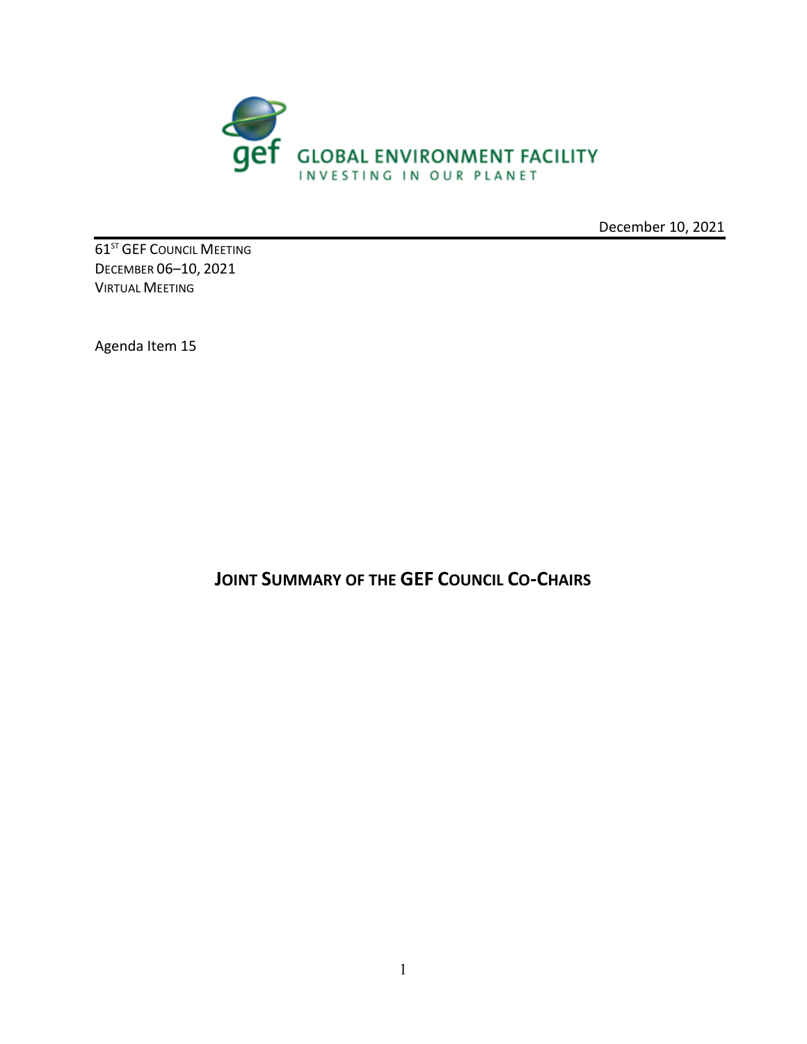GLOBAL ENVIRONMENT FACILITY
INVESTING IN OUR PLANET

December 10, 2021

61ST GEF COUNCIL MEETING
DECEMBER 06–10, 2021
VIRTUAL MEETING

Agenda Item 15

# JOINT SUMMARY OF THE GEF COUNCIL CO-CHAIRS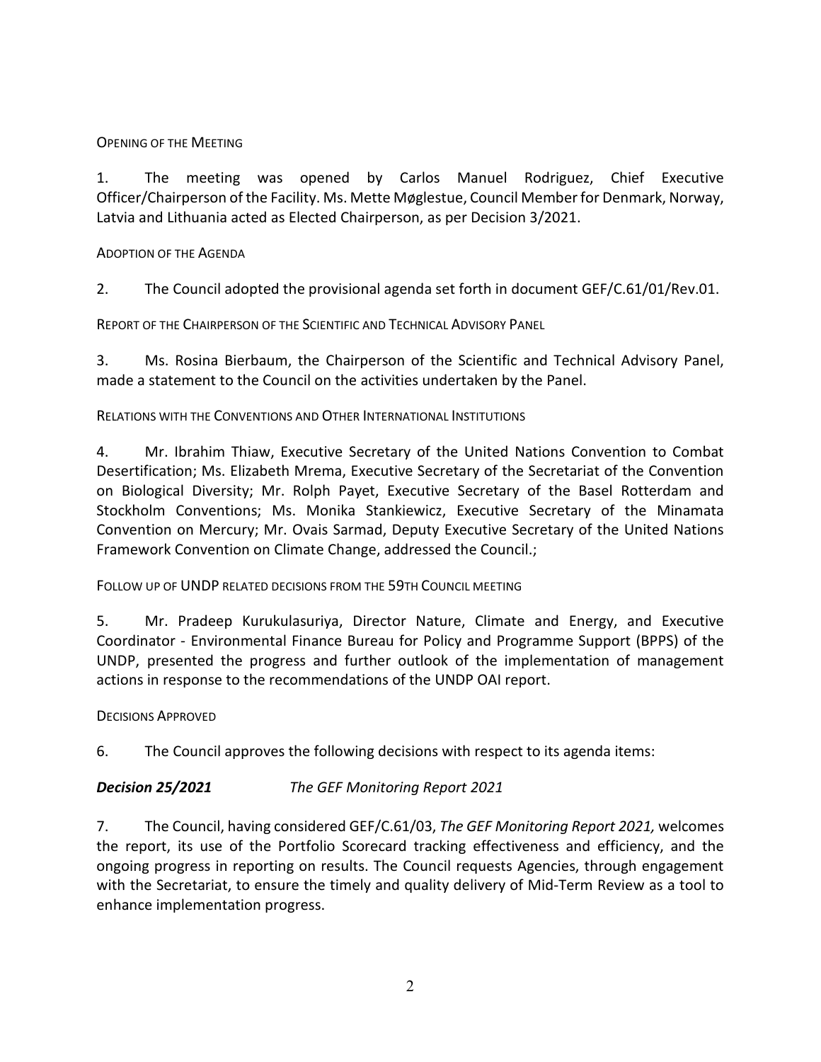OPENING OF THE MEETING

1. The meeting was opened by Carlos Manuel Rodriguez, Chief Executive Officer/Chairperson of the Facility. Ms. Mette Møglestue, Council Member for Denmark, Norway, Latvia and Lithuania acted as Elected Chairperson, as per Decision 3/2021.

ADOPTION OF THE AGENDA

2. The Council adopted the provisional agenda set forth in document GEF/C.61/01/Rev.01.

REPORT OF THE CHAIRPERSON OF THE SCIENTIFIC AND TECHNICAL ADVISORY PANEL

3. Ms. Rosina Bierbaum, the Chairperson of the Scientific and Technical Advisory Panel, made a statement to the Council on the activities undertaken by the Panel.

RELATIONS WITH THE CONVENTIONS AND OTHER INTERNATIONAL INSTITUTIONS

4. Mr. Ibrahim Thiaw, Executive Secretary of the United Nations Convention to Combat Desertification; Ms. Elizabeth Mrema, Executive Secretary of the Secretariat of the Convention on Biological Diversity; Mr. Rolph Payet, Executive Secretary of the Basel Rotterdam and Stockholm Conventions; Ms. Monika Stankiewicz, Executive Secretary of the Minamata Convention on Mercury; Mr. Ovais Sarmad, Deputy Executive Secretary of the United Nations Framework Convention on Climate Change, addressed the Council.;

FOLLOW UP OF UNDP RELATED DECISIONS FROM THE 59TH COUNCIL MEETING

5. Mr. Pradeep Kurukulasuriya, Director Nature, Climate and Energy, and Executive Coordinator - Environmental Finance Bureau for Policy and Programme Support (BPPS) of the UNDP, presented the progress and further outlook of the implementation of management actions in response to the recommendations of the UNDP OAI report.

DECISIONS APPROVED

6. The Council approves the following decisions with respect to its agenda items:

***Decision 25/2021*** *The GEF Monitoring Report 2021*

7. The Council, having considered GEF/C.61/03, *The GEF Monitoring Report 2021,* welcomes the report, its use of the Portfolio Scorecard tracking effectiveness and efficiency, and the ongoing progress in reporting on results. The Council requests Agencies, through engagement with the Secretariat, to ensure the timely and quality delivery of Mid-Term Review as a tool to enhance implementation progress.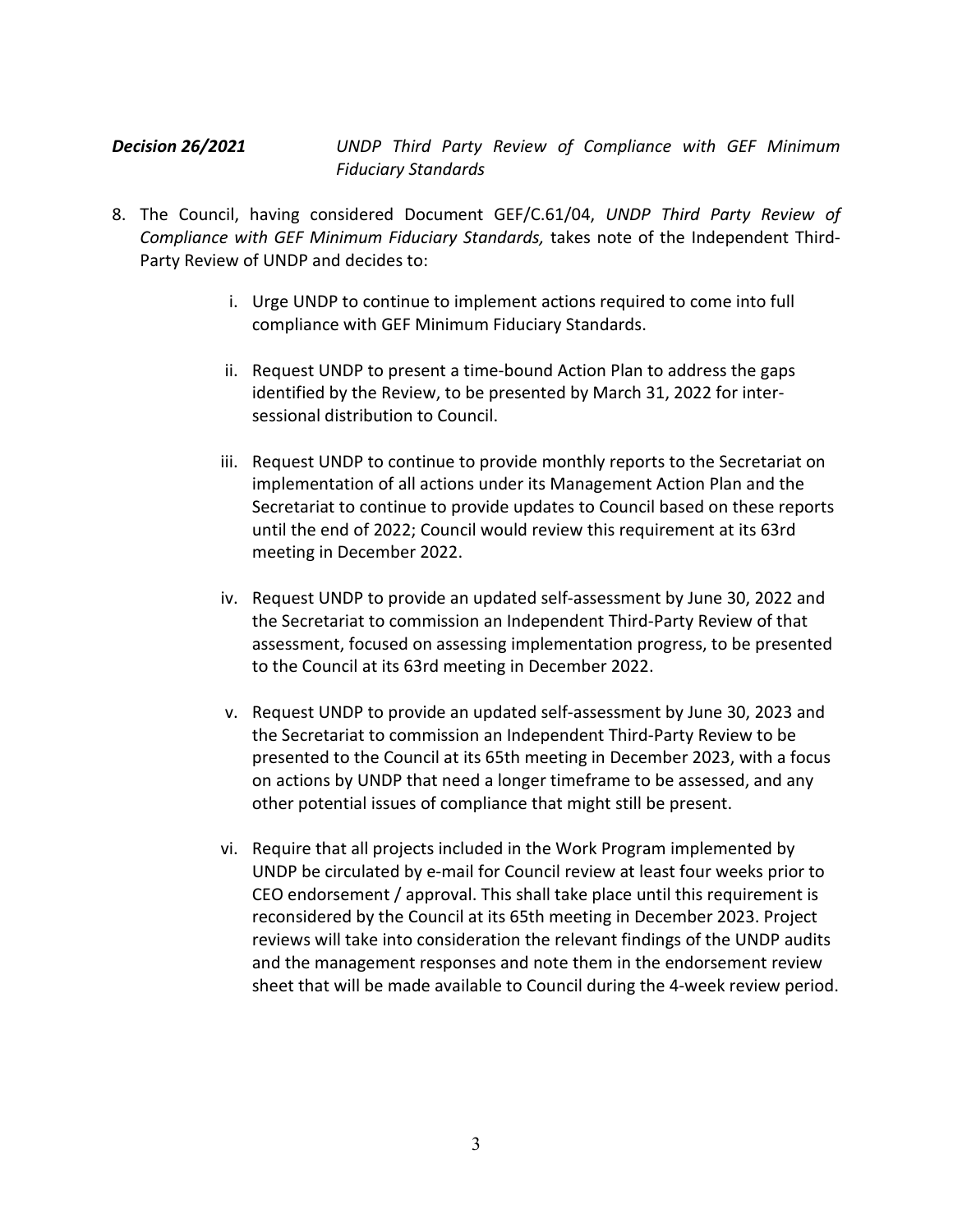***Decision 26/2021*** *UNDP Third Party Review of Compliance with GEF Minimum Fiduciary Standards*

8. The Council, having considered Document GEF/C.61/04, *UNDP Third Party Review of Compliance with GEF Minimum Fiduciary Standards,* takes note of the Independent Third-Party Review of UNDP and decides to:

    i. Urge UNDP to continue to implement actions required to come into full compliance with GEF Minimum Fiduciary Standards.

    ii. Request UNDP to present a time-bound Action Plan to address the gaps identified by the Review, to be presented by March 31, 2022 for inter-sessional distribution to Council.

    iii. Request UNDP to continue to provide monthly reports to the Secretariat on implementation of all actions under its Management Action Plan and the Secretariat to continue to provide updates to Council based on these reports until the end of 2022; Council would review this requirement at its 63rd meeting in December 2022.

    iv. Request UNDP to provide an updated self-assessment by June 30, 2022 and the Secretariat to commission an Independent Third-Party Review of that assessment, focused on assessing implementation progress, to be presented to the Council at its 63rd meeting in December 2022.

    v. Request UNDP to provide an updated self-assessment by June 30, 2023 and the Secretariat to commission an Independent Third-Party Review to be presented to the Council at its 65th meeting in December 2023, with a focus on actions by UNDP that need a longer timeframe to be assessed, and any other potential issues of compliance that might still be present.

    vi. Require that all projects included in the Work Program implemented by UNDP be circulated by e-mail for Council review at least four weeks prior to CEO endorsement / approval. This shall take place until this requirement is reconsidered by the Council at its 65th meeting in December 2023. Project reviews will take into consideration the relevant findings of the UNDP audits and the management responses and note them in the endorsement review sheet that will be made available to Council during the 4-week review period.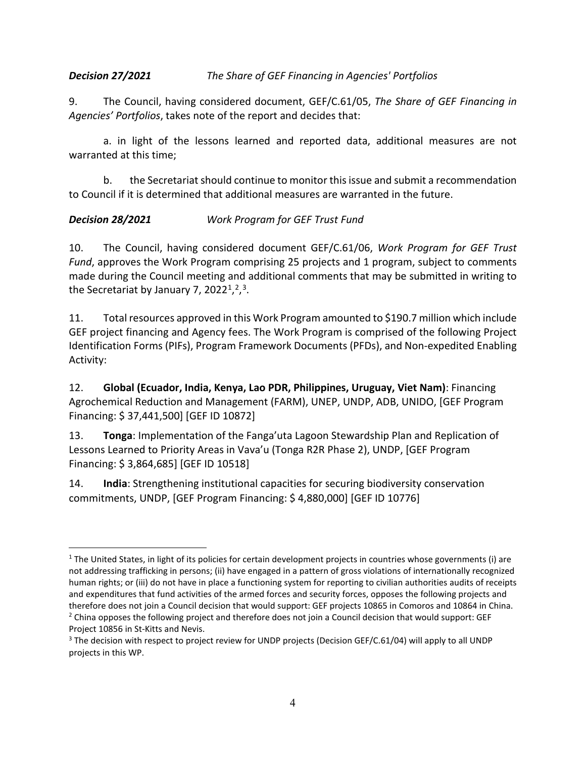***Decision 27/2021*** *The Share of GEF Financing in Agencies' Portfolios*

9. The Council, having considered document, GEF/C.61/05, *The Share of GEF Financing in Agencies' Portfolios*, takes note of the report and decides that:

a. in light of the lessons learned and reported data, additional measures are not warranted at this time;

b. the Secretariat should continue to monitor this issue and submit a recommendation to Council if it is determined that additional measures are warranted in the future.

***Decision 28/2021*** *Work Program for GEF Trust Fund*

10. The Council, having considered document GEF/C.61/06, *Work Program for GEF Trust Fund*, approves the Work Program comprising 25 projects and 1 program, subject to comments made during the Council meeting and additional comments that may be submitted in writing to the Secretariat by January 7, 2022[1],[2],[3].

11. Total resources approved in this Work Program amounted to $190.7 million which include GEF project financing and Agency fees. The Work Program is comprised of the following Project Identification Forms (PIFs), Program Framework Documents (PFDs), and Non-expedited Enabling Activity:

12. **Global (Ecuador, India, Kenya, Lao PDR, Philippines, Uruguay, Viet Nam)**: Financing Agrochemical Reduction and Management (FARM), UNEP, UNDP, ADB, UNIDO, [GEF Program Financing: $ 37,441,500] [GEF ID 10872]

13. **Tonga**: Implementation of the Fanga'uta Lagoon Stewardship Plan and Replication of Lessons Learned to Priority Areas in Vava'u (Tonga R2R Phase 2), UNDP, [GEF Program Financing: $ 3,864,685] [GEF ID 10518]

14. **India**: Strengthening institutional capacities for securing biodiversity conservation commitments, UNDP, [GEF Program Financing: $ 4,880,000] [GEF ID 10776]

---

[1] The United States, in light of its policies for certain development projects in countries whose governments (i) are not addressing trafficking in persons; (ii) have engaged in a pattern of gross violations of internationally recognized human rights; or (iii) do not have in place a functioning system for reporting to civilian authorities audits of receipts and expenditures that fund activities of the armed forces and security forces, opposes the following projects and therefore does not join a Council decision that would support: GEF projects 10865 in Comoros and 10864 in China.

[2] China opposes the following project and therefore does not join a Council decision that would support: GEF Project 10856 in St-Kitts and Nevis.

[3] The decision with respect to project review for UNDP projects (Decision GEF/C.61/04) will apply to all UNDP projects in this WP.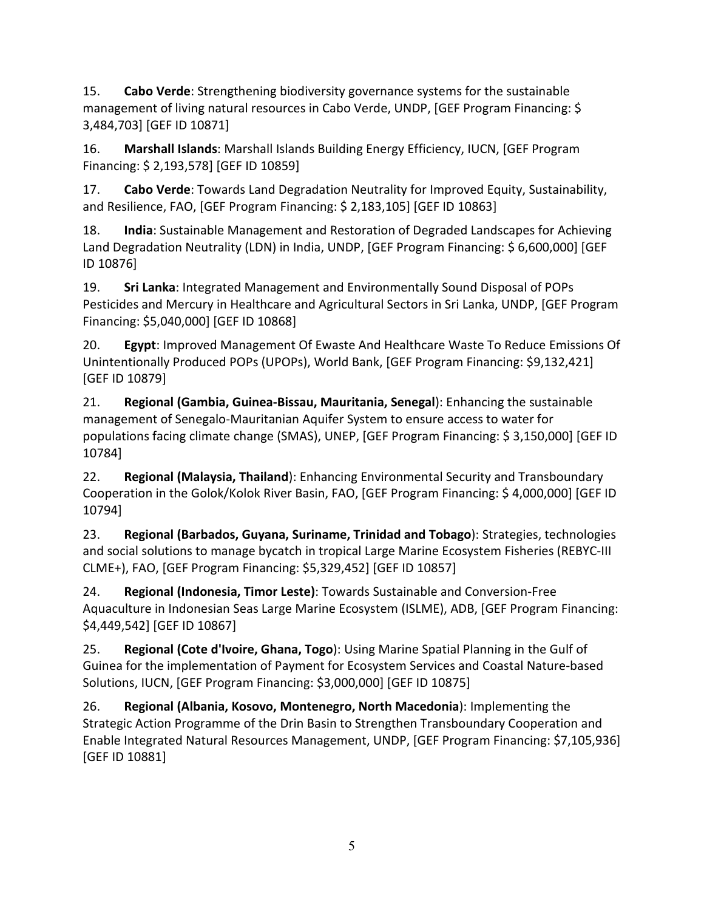15. **Cabo Verde**: Strengthening biodiversity governance systems for the sustainable management of living natural resources in Cabo Verde, UNDP, [GEF Program Financing: $ 3,484,703] [GEF ID 10871]

16. **Marshall Islands**: Marshall Islands Building Energy Efficiency, IUCN, [GEF Program Financing: $ 2,193,578] [GEF ID 10859]

17. **Cabo Verde**: Towards Land Degradation Neutrality for Improved Equity, Sustainability, and Resilience, FAO, [GEF Program Financing: $ 2,183,105] [GEF ID 10863]

18. **India**: Sustainable Management and Restoration of Degraded Landscapes for Achieving Land Degradation Neutrality (LDN) in India, UNDP, [GEF Program Financing: $ 6,600,000] [GEF ID 10876]

19. **Sri Lanka**: Integrated Management and Environmentally Sound Disposal of POPs Pesticides and Mercury in Healthcare and Agricultural Sectors in Sri Lanka, UNDP, [GEF Program Financing: $5,040,000] [GEF ID 10868]

20. **Egypt**: Improved Management Of Ewaste And Healthcare Waste To Reduce Emissions Of Unintentionally Produced POPs (UPOPs), World Bank, [GEF Program Financing: $9,132,421] [GEF ID 10879]

21. **Regional (Gambia, Guinea-Bissau, Mauritania, Senegal)**: Enhancing the sustainable management of Senegalo-Mauritanian Aquifer System to ensure access to water for populations facing climate change (SMAS), UNEP, [GEF Program Financing: $ 3,150,000] [GEF ID 10784]

22. **Regional (Malaysia, Thailand)**: Enhancing Environmental Security and Transboundary Cooperation in the Golok/Kolok River Basin, FAO, [GEF Program Financing: $ 4,000,000] [GEF ID 10794]

23. **Regional (Barbados, Guyana, Suriname, Trinidad and Tobago)**: Strategies, technologies and social solutions to manage bycatch in tropical Large Marine Ecosystem Fisheries (REBYC-III CLME+), FAO, [GEF Program Financing: $5,329,452] [GEF ID 10857]

24. **Regional (Indonesia, Timor Leste)**: Towards Sustainable and Conversion-Free Aquaculture in Indonesian Seas Large Marine Ecosystem (ISLME), ADB, [GEF Program Financing: $4,449,542] [GEF ID 10867]

25. **Regional (Cote d'Ivoire, Ghana, Togo)**: Using Marine Spatial Planning in the Gulf of Guinea for the implementation of Payment for Ecosystem Services and Coastal Nature-based Solutions, IUCN, [GEF Program Financing: $3,000,000] [GEF ID 10875]

26. **Regional (Albania, Kosovo, Montenegro, North Macedonia)**: Implementing the Strategic Action Programme of the Drin Basin to Strengthen Transboundary Cooperation and Enable Integrated Natural Resources Management, UNDP, [GEF Program Financing: $7,105,936] [GEF ID 10881]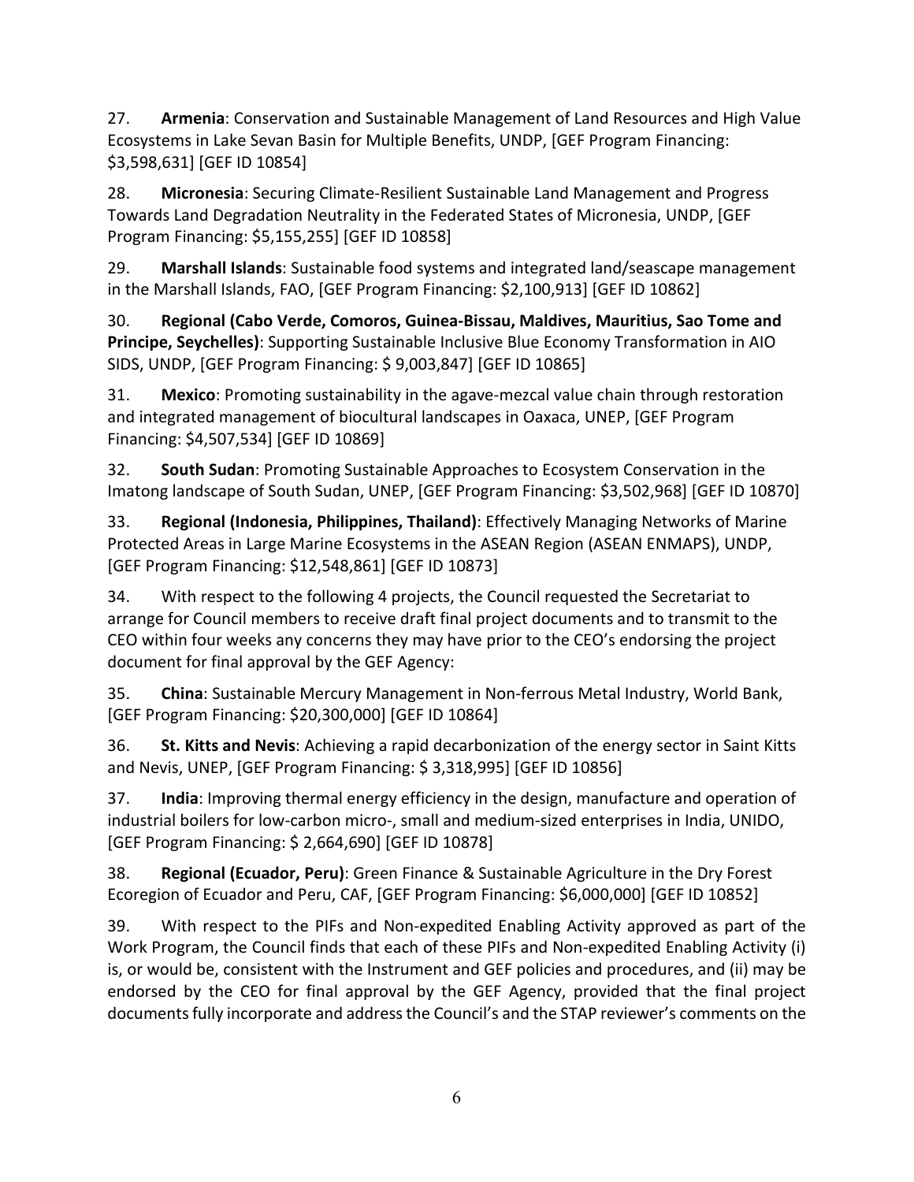27. **Armenia**: Conservation and Sustainable Management of Land Resources and High Value Ecosystems in Lake Sevan Basin for Multiple Benefits, UNDP, [GEF Program Financing: $3,598,631] [GEF ID 10854]

28. **Micronesia**: Securing Climate-Resilient Sustainable Land Management and Progress Towards Land Degradation Neutrality in the Federated States of Micronesia, UNDP, [GEF Program Financing: $5,155,255] [GEF ID 10858]

29. **Marshall Islands**: Sustainable food systems and integrated land/seascape management in the Marshall Islands, FAO, [GEF Program Financing: $2,100,913] [GEF ID 10862]

30. **Regional (Cabo Verde, Comoros, Guinea-Bissau, Maldives, Mauritius, Sao Tome and Principe, Seychelles)**: Supporting Sustainable Inclusive Blue Economy Transformation in AIO SIDS, UNDP, [GEF Program Financing: $ 9,003,847] [GEF ID 10865]

31. **Mexico**: Promoting sustainability in the agave-mezcal value chain through restoration and integrated management of biocultural landscapes in Oaxaca, UNEP, [GEF Program Financing: $4,507,534] [GEF ID 10869]

32. **South Sudan**: Promoting Sustainable Approaches to Ecosystem Conservation in the Imatong landscape of South Sudan, UNEP, [GEF Program Financing: $3,502,968] [GEF ID 10870]

33. **Regional (Indonesia, Philippines, Thailand)**: Effectively Managing Networks of Marine Protected Areas in Large Marine Ecosystems in the ASEAN Region (ASEAN ENMAPS), UNDP, [GEF Program Financing: $12,548,861] [GEF ID 10873]

34. With respect to the following 4 projects, the Council requested the Secretariat to arrange for Council members to receive draft final project documents and to transmit to the CEO within four weeks any concerns they may have prior to the CEO's endorsing the project document for final approval by the GEF Agency:

35. **China**: Sustainable Mercury Management in Non-ferrous Metal Industry, World Bank, [GEF Program Financing: $20,300,000] [GEF ID 10864]

36. **St. Kitts and Nevis**: Achieving a rapid decarbonization of the energy sector in Saint Kitts and Nevis, UNEP, [GEF Program Financing: $ 3,318,995] [GEF ID 10856]

37. **India**: Improving thermal energy efficiency in the design, manufacture and operation of industrial boilers for low-carbon micro-, small and medium-sized enterprises in India, UNIDO, [GEF Program Financing: $ 2,664,690] [GEF ID 10878]

38. **Regional (Ecuador, Peru)**: Green Finance & Sustainable Agriculture in the Dry Forest Ecoregion of Ecuador and Peru, CAF, [GEF Program Financing: $6,000,000] [GEF ID 10852]

39. With respect to the PIFs and Non-expedited Enabling Activity approved as part of the Work Program, the Council finds that each of these PIFs and Non-expedited Enabling Activity (i) is, or would be, consistent with the Instrument and GEF policies and procedures, and (ii) may be endorsed by the CEO for final approval by the GEF Agency, provided that the final project documents fully incorporate and address the Council's and the STAP reviewer's comments on the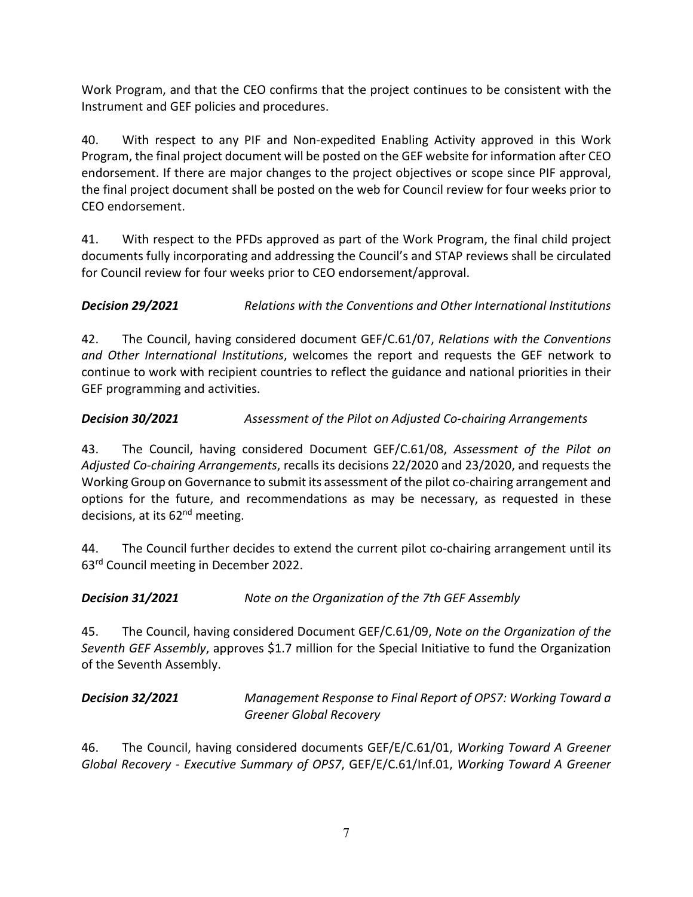Work Program, and that the CEO confirms that the project continues to be consistent with the Instrument and GEF policies and procedures.

40. With respect to any PIF and Non-expedited Enabling Activity approved in this Work Program, the final project document will be posted on the GEF website for information after CEO endorsement. If there are major changes to the project objectives or scope since PIF approval, the final project document shall be posted on the web for Council review for four weeks prior to CEO endorsement.

41. With respect to the PFDs approved as part of the Work Program, the final child project documents fully incorporating and addressing the Council's and STAP reviews shall be circulated for Council review for four weeks prior to CEO endorsement/approval.

***Decision 29/2021*** *Relations with the Conventions and Other International Institutions*

42. The Council, having considered document GEF/C.61/07, *Relations with the Conventions and Other International Institutions*, welcomes the report and requests the GEF network to continue to work with recipient countries to reflect the guidance and national priorities in their GEF programming and activities.

***Decision 30/2021*** *Assessment of the Pilot on Adjusted Co-chairing Arrangements*

43. The Council, having considered Document GEF/C.61/08, *Assessment of the Pilot on Adjusted Co-chairing Arrangements*, recalls its decisions 22/2020 and 23/2020, and requests the Working Group on Governance to submit its assessment of the pilot co-chairing arrangement and options for the future, and recommendations as may be necessary, as requested in these decisions, at its 62nd meeting.

44. The Council further decides to extend the current pilot co-chairing arrangement until its 63rd Council meeting in December 2022.

***Decision 31/2021*** *Note on the Organization of the 7th GEF Assembly*

45. The Council, having considered Document GEF/C.61/09, *Note on the Organization of the Seventh GEF Assembly*, approves $1.7 million for the Special Initiative to fund the Organization of the Seventh Assembly.

***Decision 32/2021*** *Management Response to Final Report of OPS7: Working Toward a Greener Global Recovery*

46. The Council, having considered documents GEF/E/C.61/01, *Working Toward A Greener Global Recovery - Executive Summary of OPS7*, GEF/E/C.61/Inf.01, *Working Toward A Greener*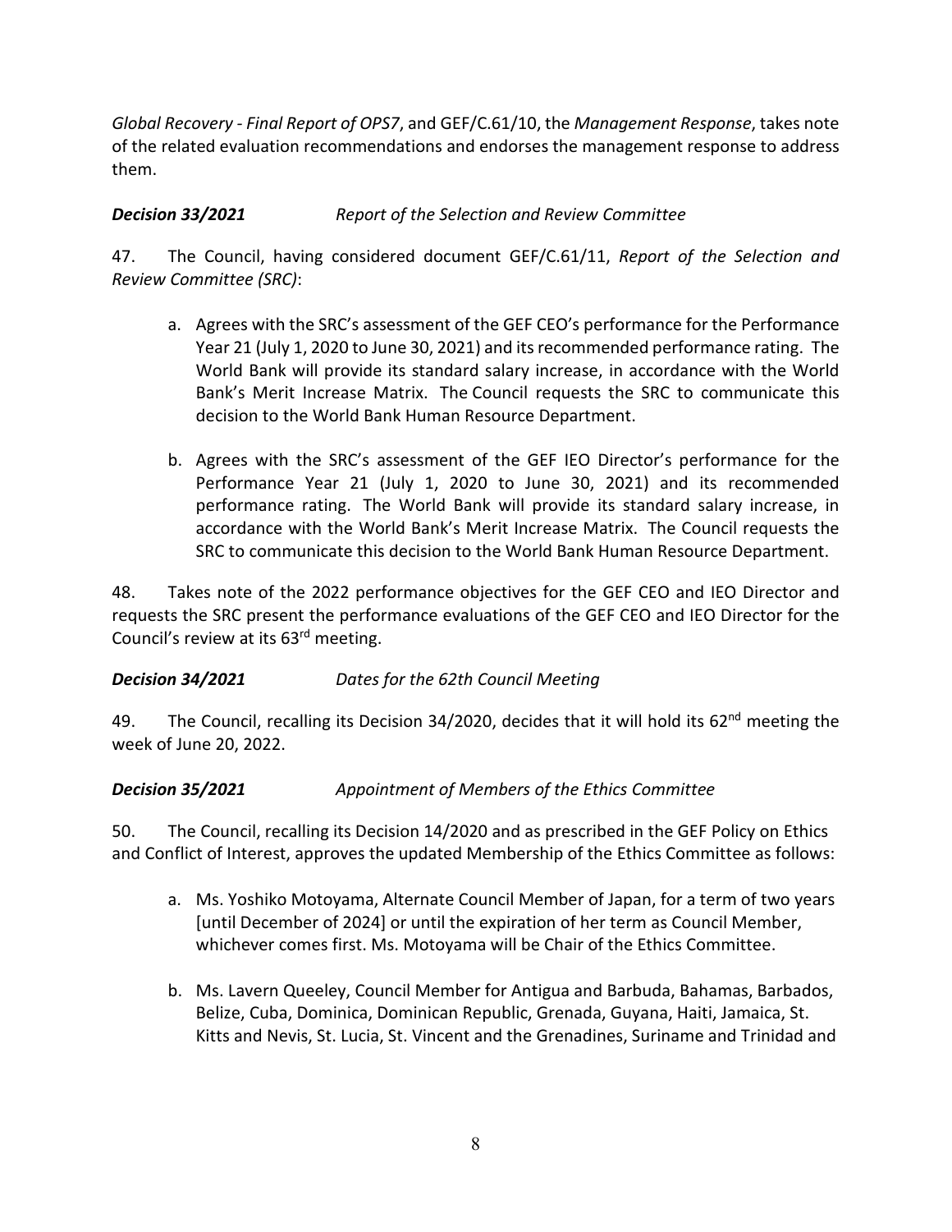*Global Recovery - Final Report of OPS7*, and GEF/C.61/10, the *Management Response*, takes note of the related evaluation recommendations and endorses the management response to address them.

***Decision 33/2021*** *Report of the Selection and Review Committee*

47. The Council, having considered document GEF/C.61/11, *Report of the Selection and Review Committee (SRC)*:

a. Agrees with the SRC's assessment of the GEF CEO's performance for the Performance Year 21 (July 1, 2020 to June 30, 2021) and its recommended performance rating. The World Bank will provide its standard salary increase, in accordance with the World Bank's Merit Increase Matrix. The Council requests the SRC to communicate this decision to the World Bank Human Resource Department.

b. Agrees with the SRC's assessment of the GEF IEO Director's performance for the Performance Year 21 (July 1, 2020 to June 30, 2021) and its recommended performance rating. The World Bank will provide its standard salary increase, in accordance with the World Bank's Merit Increase Matrix. The Council requests the SRC to communicate this decision to the World Bank Human Resource Department.

48. Takes note of the 2022 performance objectives for the GEF CEO and IEO Director and requests the SRC present the performance evaluations of the GEF CEO and IEO Director for the Council's review at its 63rd meeting.

***Decision 34/2021*** *Dates for the 62th Council Meeting*

49. The Council, recalling its Decision 34/2020, decides that it will hold its 62nd meeting the week of June 20, 2022.

***Decision 35/2021*** *Appointment of Members of the Ethics Committee*

50. The Council, recalling its Decision 14/2020 and as prescribed in the GEF Policy on Ethics and Conflict of Interest, approves the updated Membership of the Ethics Committee as follows:

a. Ms. Yoshiko Motoyama, Alternate Council Member of Japan, for a term of two years [until December of 2024] or until the expiration of her term as Council Member, whichever comes first. Ms. Motoyama will be Chair of the Ethics Committee.

b. Ms. Lavern Queeley, Council Member for Antigua and Barbuda, Bahamas, Barbados, Belize, Cuba, Dominica, Dominican Republic, Grenada, Guyana, Haiti, Jamaica, St. Kitts and Nevis, St. Lucia, St. Vincent and the Grenadines, Suriname and Trinidad and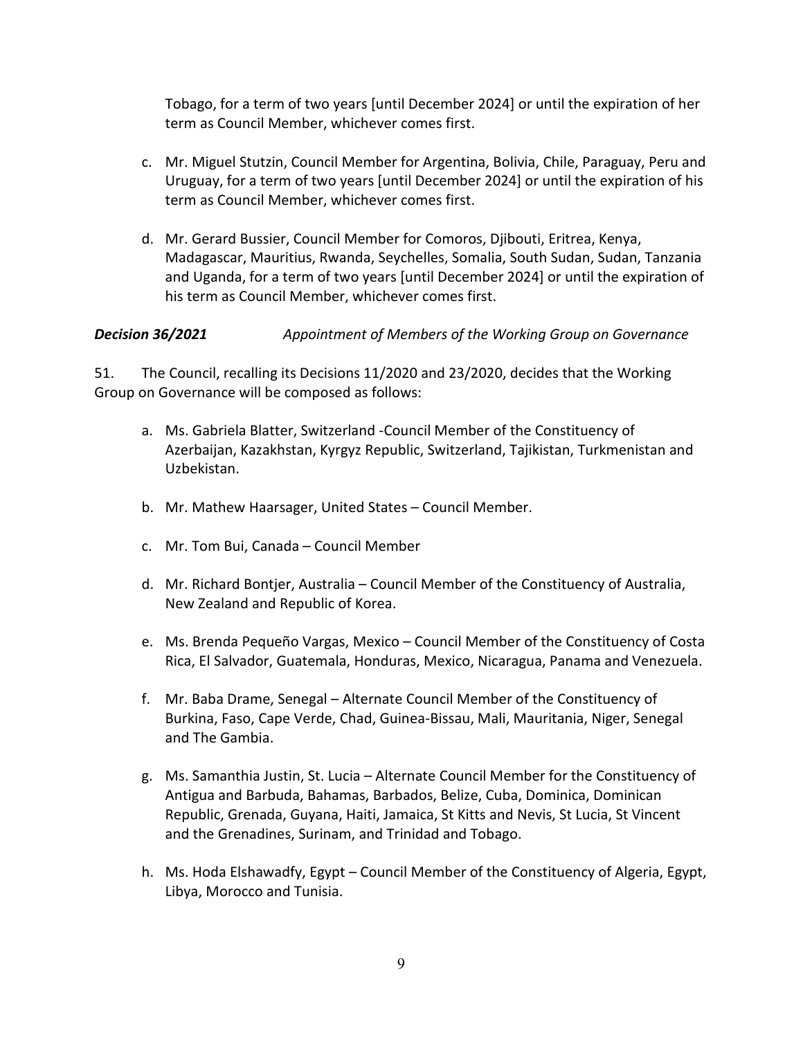Tobago, for a term of two years [until December 2024] or until the expiration of her term as Council Member, whichever comes first.

c. Mr. Miguel Stutzin, Council Member for Argentina, Bolivia, Chile, Paraguay, Peru and Uruguay, for a term of two years [until December 2024] or until the expiration of his term as Council Member, whichever comes first.

d. Mr. Gerard Bussier, Council Member for Comoros, Djibouti, Eritrea, Kenya, Madagascar, Mauritius, Rwanda, Seychelles, Somalia, South Sudan, Sudan, Tanzania and Uganda, for a term of two years [until December 2024] or until the expiration of his term as Council Member, whichever comes first.

***Decision 36/2021*** *Appointment of Members of the Working Group on Governance*

51. The Council, recalling its Decisions 11/2020 and 23/2020, decides that the Working Group on Governance will be composed as follows:

a. Ms. Gabriela Blatter, Switzerland -Council Member of the Constituency of Azerbaijan, Kazakhstan, Kyrgyz Republic, Switzerland, Tajikistan, Turkmenistan and Uzbekistan.

b. Mr. Mathew Haarsager, United States – Council Member.

c. Mr. Tom Bui, Canada – Council Member

d. Mr. Richard Bontjer, Australia – Council Member of the Constituency of Australia, New Zealand and Republic of Korea.

e. Ms. Brenda Pequeño Vargas, Mexico – Council Member of the Constituency of Costa Rica, El Salvador, Guatemala, Honduras, Mexico, Nicaragua, Panama and Venezuela.

f. Mr. Baba Drame, Senegal – Alternate Council Member of the Constituency of Burkina, Faso, Cape Verde, Chad, Guinea-Bissau, Mali, Mauritania, Niger, Senegal and The Gambia.

g. Ms. Samanthia Justin, St. Lucia – Alternate Council Member for the Constituency of Antigua and Barbuda, Bahamas, Barbados, Belize, Cuba, Dominica, Dominican Republic, Grenada, Guyana, Haiti, Jamaica, St Kitts and Nevis, St Lucia, St Vincent and the Grenadines, Surinam, and Trinidad and Tobago.

h. Ms. Hoda Elshawadfy, Egypt – Council Member of the Constituency of Algeria, Egypt, Libya, Morocco and Tunisia.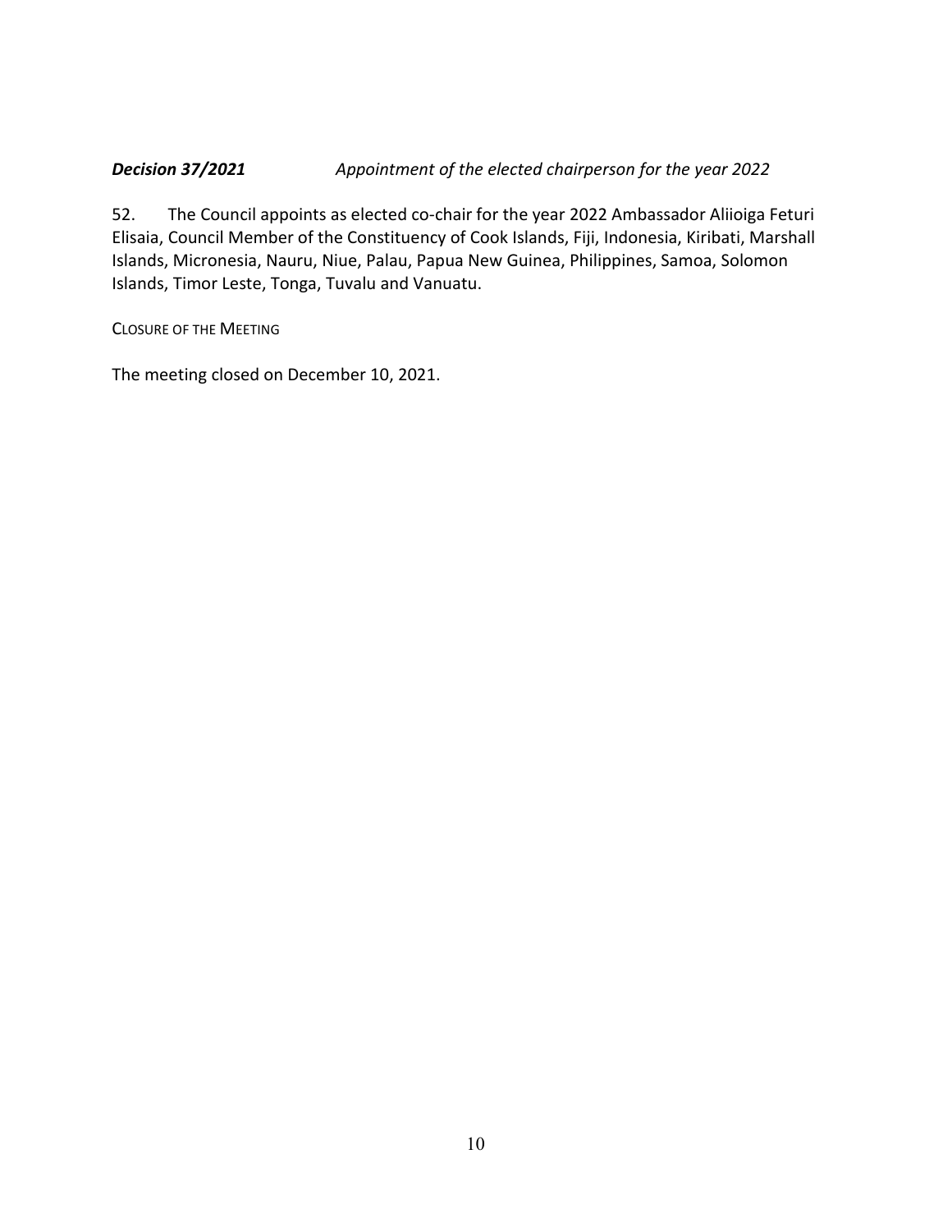***Decision 37/2021*** *Appointment of the elected chairperson for the year 2022*

52. The Council appoints as elected co-chair for the year 2022 Ambassador Aliioiga Feturi Elisaia, Council Member of the Constituency of Cook Islands, Fiji, Indonesia, Kiribati, Marshall Islands, Micronesia, Nauru, Niue, Palau, Papua New Guinea, Philippines, Samoa, Solomon Islands, Timor Leste, Tonga, Tuvalu and Vanuatu.

CLOSURE OF THE MEETING

The meeting closed on December 10, 2021.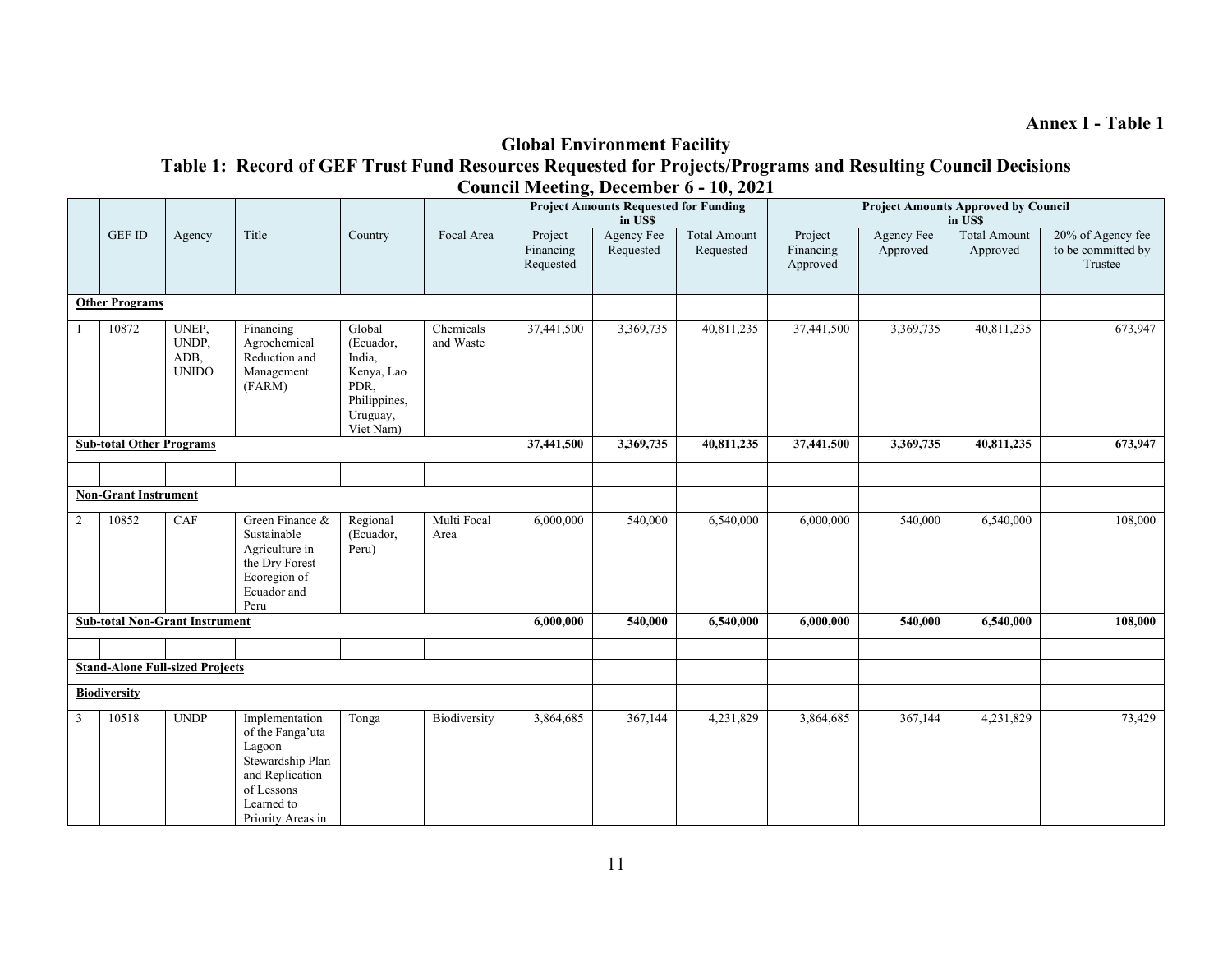**Annex I - Table 1**

# Global Environment Facility

## Table 1: Record of GEF Trust Fund Resources Requested for Projects/Programs and Resulting Council Decisions

## Council Meeting, December 6 - 10, 2021

| | | | | | | Project Amounts Requested for Funding in US$ | | | Project Amounts Approved by Council in US$ | | | |
|---|---|---|---|---|---|---|---|---|---|---|---|---|
| | GEF ID | Agency | Title | Country | Focal Area | Project Financing Requested | Agency Fee Requested | Total Amount Requested | Project Financing Approved | Agency Fee Approved | Total Amount Approved | 20% of Agency fee to be committed by Trustee |
| **Other Programs** | | | | | | | | | | | | |
| 1 | 10872 | UNEP, UNDP, ADB, UNIDO | Financing Agrochemical Reduction and Management (FARM) | Global (Ecuador, India, Kenya, Lao PDR, Philippines, Uruguay, Viet Nam) | Chemicals and Waste | 37,441,500 | 3,369,735 | 40,811,235 | 37,441,500 | 3,369,735 | 40,811,235 | 673,947 |
| **Sub-total Other Programs** | | | | | | **37,441,500** | **3,369,735** | **40,811,235** | **37,441,500** | **3,369,735** | **40,811,235** | **673,947** |
| | | | | | | | | | | | | |
| **Non-Grant Instrument** | | | | | | | | | | | | |
| 2 | 10852 | CAF | Green Finance & Sustainable Agriculture in the Dry Forest Ecoregion of Ecuador and Peru | Regional (Ecuador, Peru) | Multi Focal Area | 6,000,000 | 540,000 | 6,540,000 | 6,000,000 | 540,000 | 6,540,000 | 108,000 |
| **Sub-total Non-Grant Instrument** | | | | | | **6,000,000** | **540,000** | **6,540,000** | **6,000,000** | **540,000** | **6,540,000** | **108,000** |
| | | | | | | | | | | | | |
| **Stand-Alone Full-sized Projects** | | | | | | | | | | | | |
| **Biodiversity** | | | | | | | | | | | | |
| 3 | 10518 | UNDP | Implementation of the Fanga'uta Lagoon Stewardship Plan and Replication of Lessons Learned to Priority Areas in | Tonga | Biodiversity | 3,864,685 | 367,144 | 4,231,829 | 3,864,685 | 367,144 | 4,231,829 | 73,429 |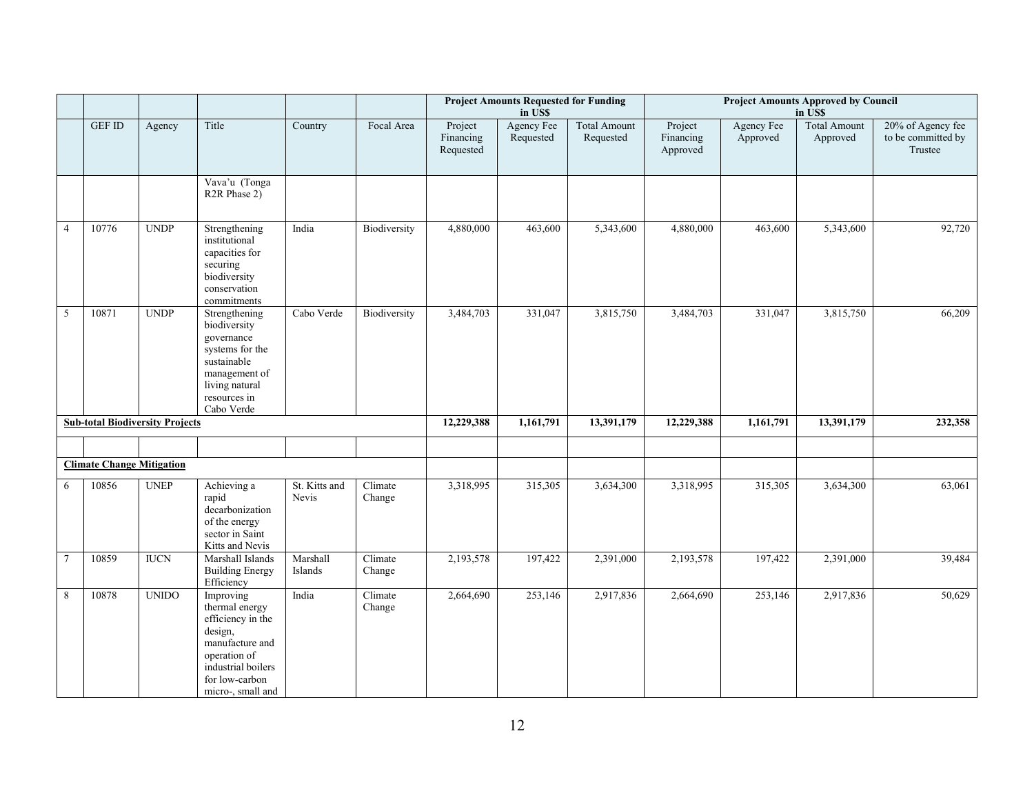| | | | | | | Project Amounts Requested for Funding in US$ | | | Project Amounts Approved by Council in US$ | | | |
|---|---|---|---|---|---|---|---|---|---|---|---|---|
| | GEF ID | Agency | Title | Country | Focal Area | Project Financing Requested | Agency Fee Requested | Total Amount Requested | Project Financing Approved | Agency Fee Approved | Total Amount Approved | 20% of Agency fee to be committed by Trustee |
| | | | Vava'u (Tonga R2R Phase 2) | | | | | | | | | |
| 4 | 10776 | UNDP | Strengthening institutional capacities for securing biodiversity conservation commitments | India | Biodiversity | 4,880,000 | 463,600 | 5,343,600 | 4,880,000 | 463,600 | 5,343,600 | 92,720 |
| 5 | 10871 | UNDP | Strengthening biodiversity governance systems for the sustainable management of living natural resources in Cabo Verde | Cabo Verde | Biodiversity | 3,484,703 | 331,047 | 3,815,750 | 3,484,703 | 331,047 | 3,815,750 | 66,209 |
| **Sub-total Biodiversity Projects** | | | | | | **12,229,388** | **1,161,791** | **13,391,179** | **12,229,388** | **1,161,791** | **13,391,179** | **232,358** |
| | | | | | | | | | | | | |
| **Climate Change Mitigation** | | | | | | | | | | | | |
| 6 | 10856 | UNEP | Achieving a rapid decarbonization of the energy sector in Saint Kitts and Nevis | St. Kitts and Nevis | Climate Change | 3,318,995 | 315,305 | 3,634,300 | 3,318,995 | 315,305 | 3,634,300 | 63,061 |
| 7 | 10859 | IUCN | Marshall Islands Building Energy Efficiency | Marshall Islands | Climate Change | 2,193,578 | 197,422 | 2,391,000 | 2,193,578 | 197,422 | 2,391,000 | 39,484 |
| 8 | 10878 | UNIDO | Improving thermal energy efficiency in the design, manufacture and operation of industrial boilers for low-carbon micro-, small and | India | Climate Change | 2,664,690 | 253,146 | 2,917,836 | 2,664,690 | 253,146 | 2,917,836 | 50,629 |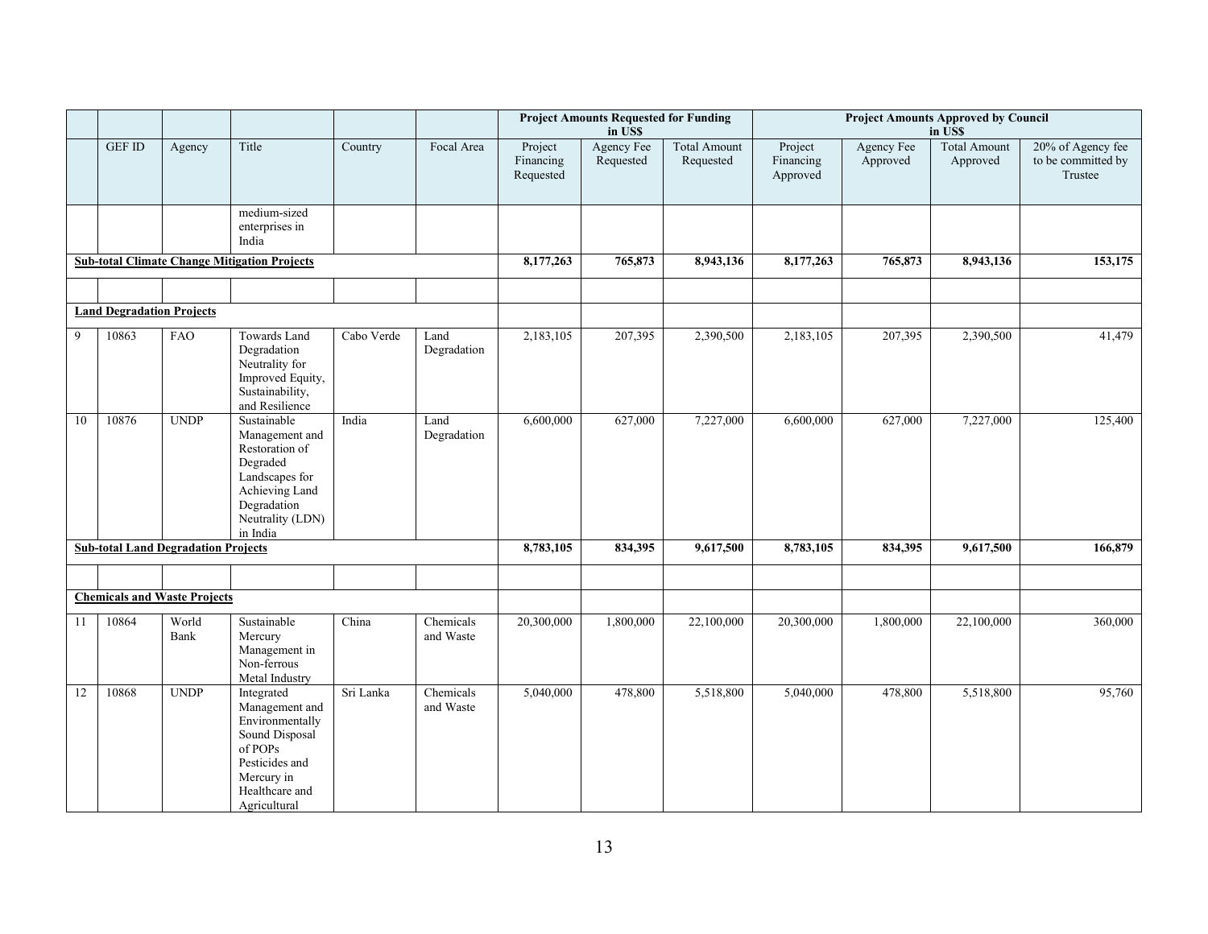| | | | | | | Project Amounts Requested for Funding in US$ | | | Project Amounts Approved by Council in US$ | | | |
|---|---|---|---|---|---|---|---|---|---|---|---|---|
| | GEF ID | Agency | Title | Country | Focal Area | Project Financing Requested | Agency Fee Requested | Total Amount Requested | Project Financing Approved | Agency Fee Approved | Total Amount Approved | 20% of Agency fee to be committed by Trustee |
| | | | medium-sized enterprises in India | | | | | | | | | |
| **Sub-total Climate Change Mitigation Projects** | | | | | | **8,177,263** | **765,873** | **8,943,136** | **8,177,263** | **765,873** | **8,943,136** | **153,175** |
| | | | | | | | | | | | | |
| **Land Degradation Projects** | | | | | | | | | | | | |
| 9 | 10863 | FAO | Towards Land Degradation Neutrality for Improved Equity, Sustainability, and Resilience | Cabo Verde | Land Degradation | 2,183,105 | 207,395 | 2,390,500 | 2,183,105 | 207,395 | 2,390,500 | 41,479 |
| 10 | 10876 | UNDP | Sustainable Management and Restoration of Degraded Landscapes for Achieving Land Degradation Neutrality (LDN) in India | India | Land Degradation | 6,600,000 | 627,000 | 7,227,000 | 6,600,000 | 627,000 | 7,227,000 | 125,400 |
| **Sub-total Land Degradation Projects** | | | | | | **8,783,105** | **834,395** | **9,617,500** | **8,783,105** | **834,395** | **9,617,500** | **166,879** |
| | | | | | | | | | | | | |
| **Chemicals and Waste Projects** | | | | | | | | | | | | |
| 11 | 10864 | World Bank | Sustainable Mercury Management in Non-ferrous Metal Industry | China | Chemicals and Waste | 20,300,000 | 1,800,000 | 22,100,000 | 20,300,000 | 1,800,000 | 22,100,000 | 360,000 |
| 12 | 10868 | UNDP | Integrated Management and Environmentally Sound Disposal of POPs Pesticides and Mercury in Healthcare and Agricultural | Sri Lanka | Chemicals and Waste | 5,040,000 | 478,800 | 5,518,800 | 5,040,000 | 478,800 | 5,518,800 | 95,760 |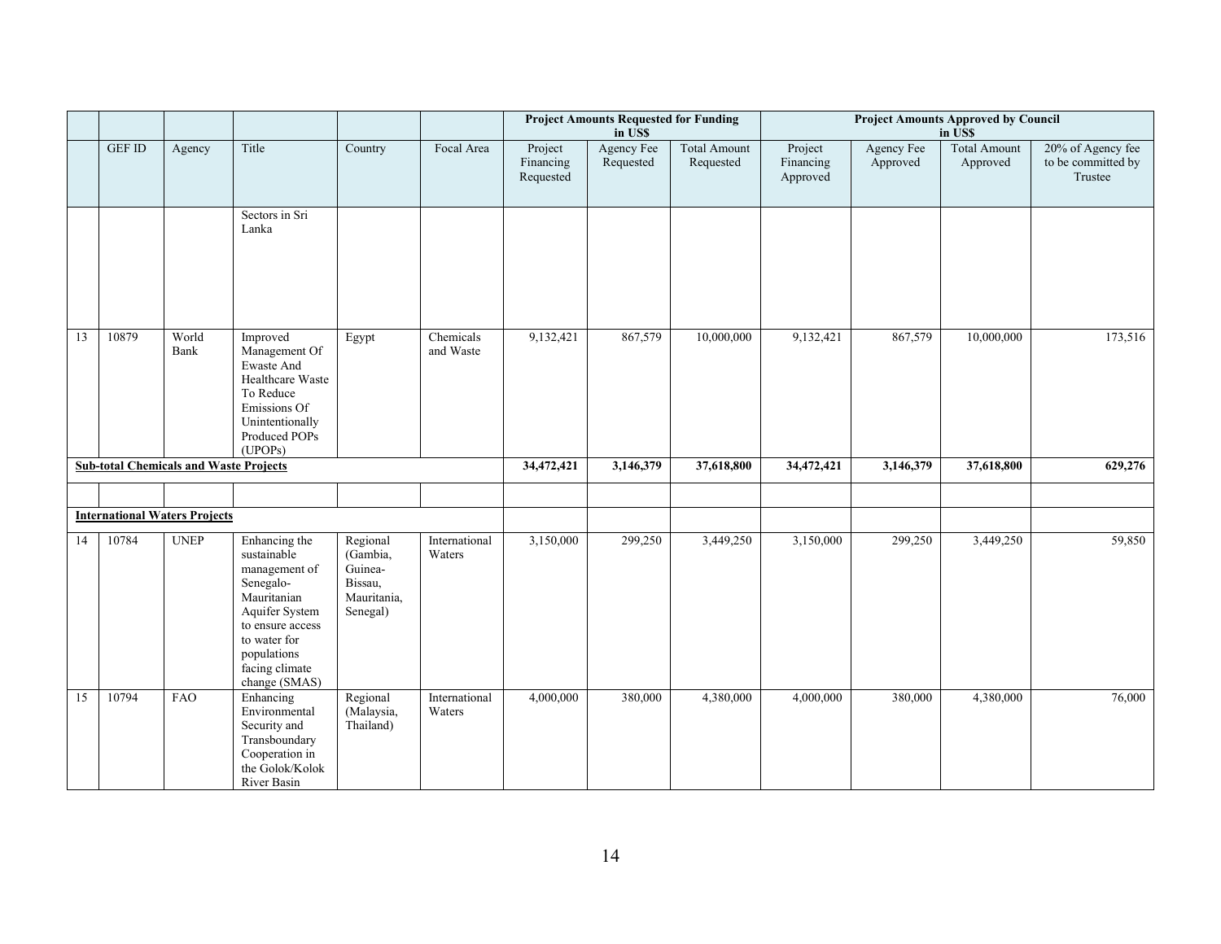| | | | | | | Project Amounts Requested for Funding in US$ | | | Project Amounts Approved by Council in US$ | | | |
|---|---|---|---|---|---|---|---|---|---|---|---|---|
| | GEF ID | Agency | Title | Country | Focal Area | Project Financing Requested | Agency Fee Requested | Total Amount Requested | Project Financing Approved | Agency Fee Approved | Total Amount Approved | 20% of Agency fee to be committed by Trustee |
| | | | Sectors in Sri Lanka | | | | | | | | | |
| 13 | 10879 | World Bank | Improved Management Of Ewaste And Healthcare Waste To Reduce Emissions Of Unintentionally Produced POPs (UPOPs) | Egypt | Chemicals and Waste | 9,132,421 | 867,579 | 10,000,000 | 9,132,421 | 867,579 | 10,000,000 | 173,516 |
| **Sub-total Chemicals and Waste Projects** | | | | | | **34,472,421** | **3,146,379** | **37,618,800** | **34,472,421** | **3,146,379** | **37,618,800** | **629,276** |
| | | | | | | | | | | | | |
| **International Waters Projects** | | | | | | | | | | | | |
| 14 | 10784 | UNEP | Enhancing the sustainable management of Senegalo-Mauritanian Aquifer System to ensure access to water for populations facing climate change (SMAS) | Regional (Gambia, Guinea-Bissau, Mauritania, Senegal) | International Waters | 3,150,000 | 299,250 | 3,449,250 | 3,150,000 | 299,250 | 3,449,250 | 59,850 |
| 15 | 10794 | FAO | Enhancing Environmental Security and Transboundary Cooperation in the Golok/Kolok River Basin | Regional (Malaysia, Thailand) | International Waters | 4,000,000 | 380,000 | 4,380,000 | 4,000,000 | 380,000 | 4,380,000 | 76,000 |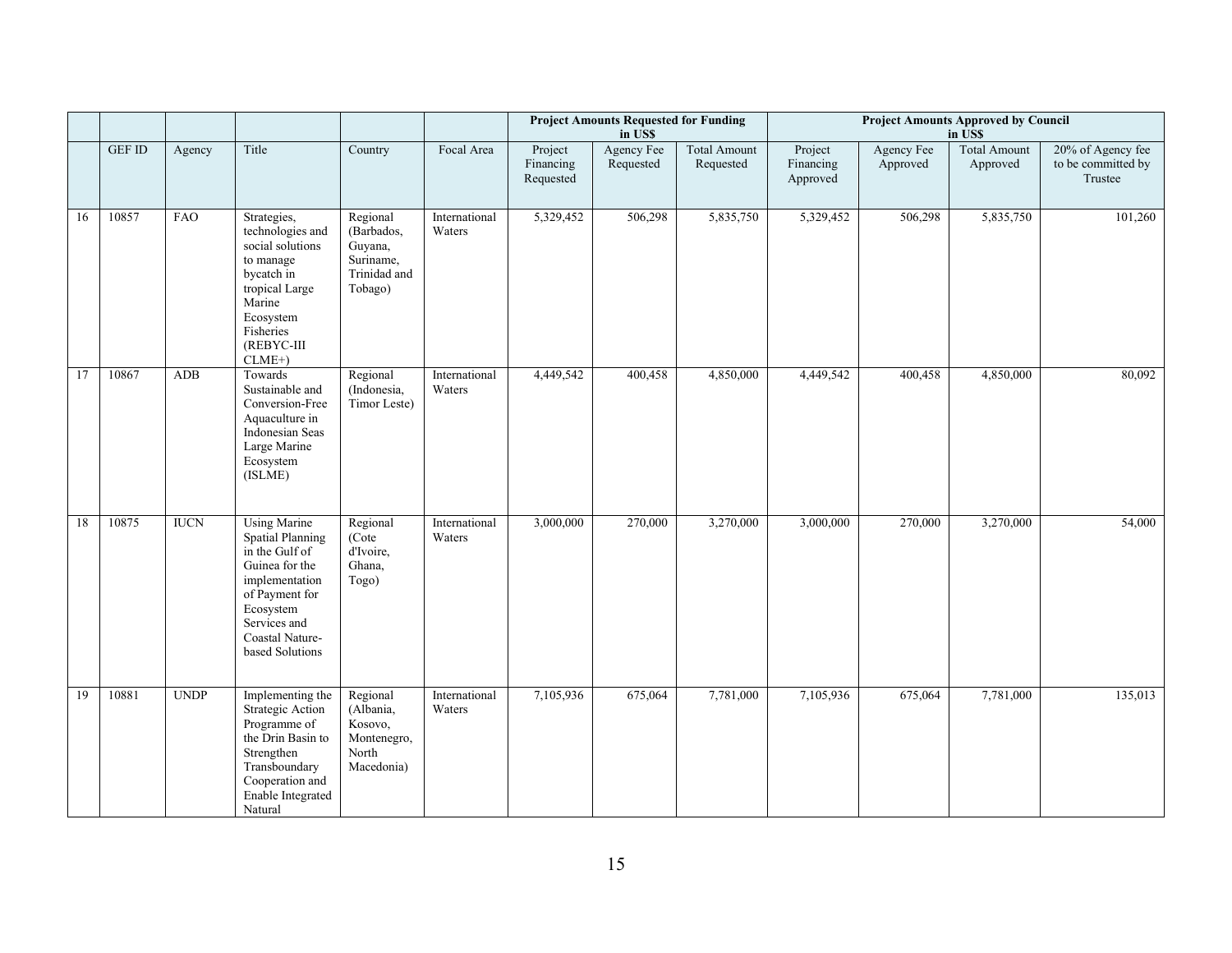| | | | | | | Project Amounts Requested for Funding in US$ | | | Project Amounts Approved by Council in US$ | | | |
|---|---|---|---|---|---|---|---|---|---|---|---|---|
| | GEF ID | Agency | Title | Country | Focal Area | Project Financing Requested | Agency Fee Requested | Total Amount Requested | Project Financing Approved | Agency Fee Approved | Total Amount Approved | 20% of Agency fee to be committed by Trustee |
| 16 | 10857 | FAO | Strategies, technologies and social solutions to manage bycatch in tropical Large Marine Ecosystem Fisheries (REBYC-III CLME+) | Regional (Barbados, Guyana, Suriname, Trinidad and Tobago) | International Waters | 5,329,452 | 506,298 | 5,835,750 | 5,329,452 | 506,298 | 5,835,750 | 101,260 |
| 17 | 10867 | ADB | Towards Sustainable and Conversion-Free Aquaculture in Indonesian Seas Large Marine Ecosystem (ISLME) | Regional (Indonesia, Timor Leste) | International Waters | 4,449,542 | 400,458 | 4,850,000 | 4,449,542 | 400,458 | 4,850,000 | 80,092 |
| 18 | 10875 | IUCN | Using Marine Spatial Planning in the Gulf of Guinea for the implementation of Payment for Ecosystem Services and Coastal Nature-based Solutions | Regional (Cote d'Ivoire, Ghana, Togo) | International Waters | 3,000,000 | 270,000 | 3,270,000 | 3,000,000 | 270,000 | 3,270,000 | 54,000 |
| 19 | 10881 | UNDP | Implementing the Strategic Action Programme of the Drin Basin to Strengthen Transboundary Cooperation and Enable Integrated Natural | Regional (Albania, Kosovo, Montenegro, North Macedonia) | International Waters | 7,105,936 | 675,064 | 7,781,000 | 7,105,936 | 675,064 | 7,781,000 | 135,013 |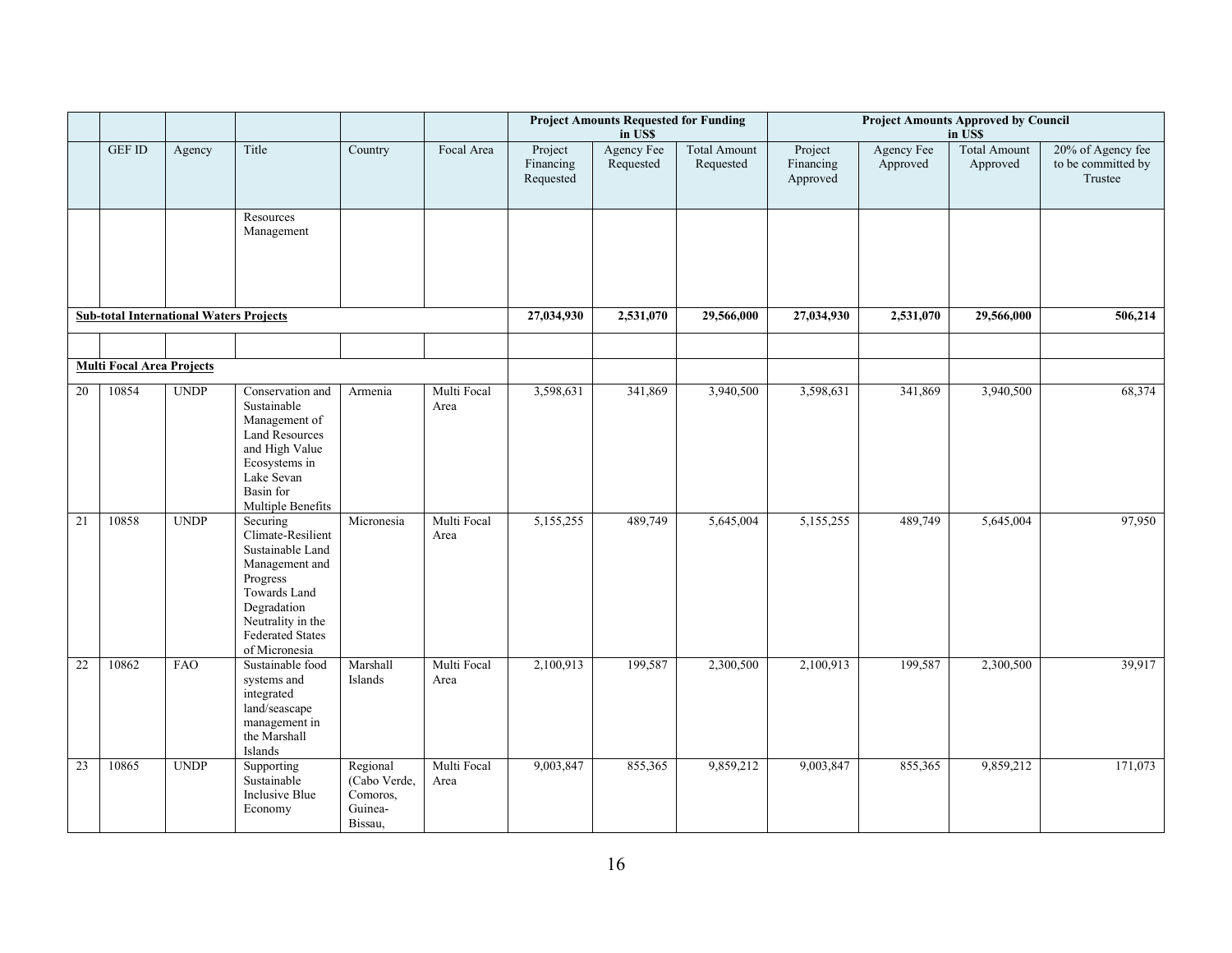| | | | | | | Project Amounts Requested for Funding in US$ | | | Project Amounts Approved by Council in US$ | | | |
|---|---|---|---|---|---|---|---|---|---|---|---|---|
| | GEF ID | Agency | Title | Country | Focal Area | Project Financing Requested | Agency Fee Requested | Total Amount Requested | Project Financing Approved | Agency Fee Approved | Total Amount Approved | 20% of Agency fee to be committed by Trustee |
| | | | Resources Management | | | | | | | | | |
| **Sub-total International Waters Projects** | | | | | | **27,034,930** | **2,531,070** | **29,566,000** | **27,034,930** | **2,531,070** | **29,566,000** | **506,214** |
| | | | | | | | | | | | | |
| **Multi Focal Area Projects** | | | | | | | | | | | | |
| 20 | 10854 | UNDP | Conservation and Sustainable Management of Land Resources and High Value Ecosystems in Lake Sevan Basin for Multiple Benefits | Armenia | Multi Focal Area | 3,598,631 | 341,869 | 3,940,500 | 3,598,631 | 341,869 | 3,940,500 | 68,374 |
| 21 | 10858 | UNDP | Securing Climate-Resilient Sustainable Land Management and Progress Towards Land Degradation Neutrality in the Federated States of Micronesia | Micronesia | Multi Focal Area | 5,155,255 | 489,749 | 5,645,004 | 5,155,255 | 489,749 | 5,645,004 | 97,950 |
| 22 | 10862 | FAO | Sustainable food systems and integrated land/seascape management in the Marshall Islands | Marshall Islands | Multi Focal Area | 2,100,913 | 199,587 | 2,300,500 | 2,100,913 | 199,587 | 2,300,500 | 39,917 |
| 23 | 10865 | UNDP | Supporting Sustainable Inclusive Blue Economy | Regional (Cabo Verde, Comoros, Guinea-Bissau, | Multi Focal Area | 9,003,847 | 855,365 | 9,859,212 | 9,003,847 | 855,365 | 9,859,212 | 171,073 |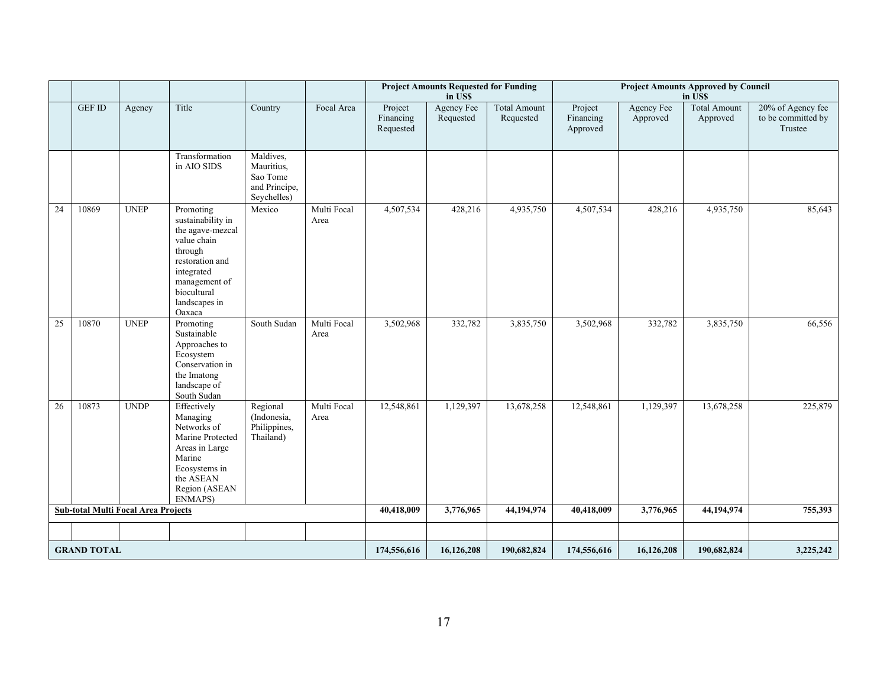| | | | | | | Project Amounts Requested for Funding in US$ | | | Project Amounts Approved by Council in US$ | | | |
|---|---|---|---|---|---|---|---|---|---|---|---|---|
| | GEF ID | Agency | Title | Country | Focal Area | Project Financing Requested | Agency Fee Requested | Total Amount Requested | Project Financing Approved | Agency Fee Approved | Total Amount Approved | 20% of Agency fee to be committed by Trustee |
| | | | Transformation in AIO SIDS | Maldives, Mauritius, Sao Tome and Principe, Seychelles) | | | | | | | | |
| 24 | 10869 | UNEP | Promoting sustainability in the agave-mezcal value chain through restoration and integrated management of biocultural landscapes in Oaxaca | Mexico | Multi Focal Area | 4,507,534 | 428,216 | 4,935,750 | 4,507,534 | 428,216 | 4,935,750 | 85,643 |
| 25 | 10870 | UNEP | Promoting Sustainable Approaches to Ecosystem Conservation in the Imatong landscape of South Sudan | South Sudan | Multi Focal Area | 3,502,968 | 332,782 | 3,835,750 | 3,502,968 | 332,782 | 3,835,750 | 66,556 |
| 26 | 10873 | UNDP | Effectively Managing Networks of Marine Protected Areas in Large Marine Ecosystems in the ASEAN Region (ASEAN ENMAPS) | Regional (Indonesia, Philippines, Thailand) | Multi Focal Area | 12,548,861 | 1,129,397 | 13,678,258 | 12,548,861 | 1,129,397 | 13,678,258 | 225,879 |
| **Sub-total Multi Focal Area Projects** | | | | | | **40,418,009** | **3,776,965** | **44,194,974** | **40,418,009** | **3,776,965** | **44,194,974** | **755,393** |
| | | | | | | | | | | | | |
| **GRAND TOTAL** | | | | | | **174,556,616** | **16,126,208** | **190,682,824** | **174,556,616** | **16,126,208** | **190,682,824** | **3,225,242** |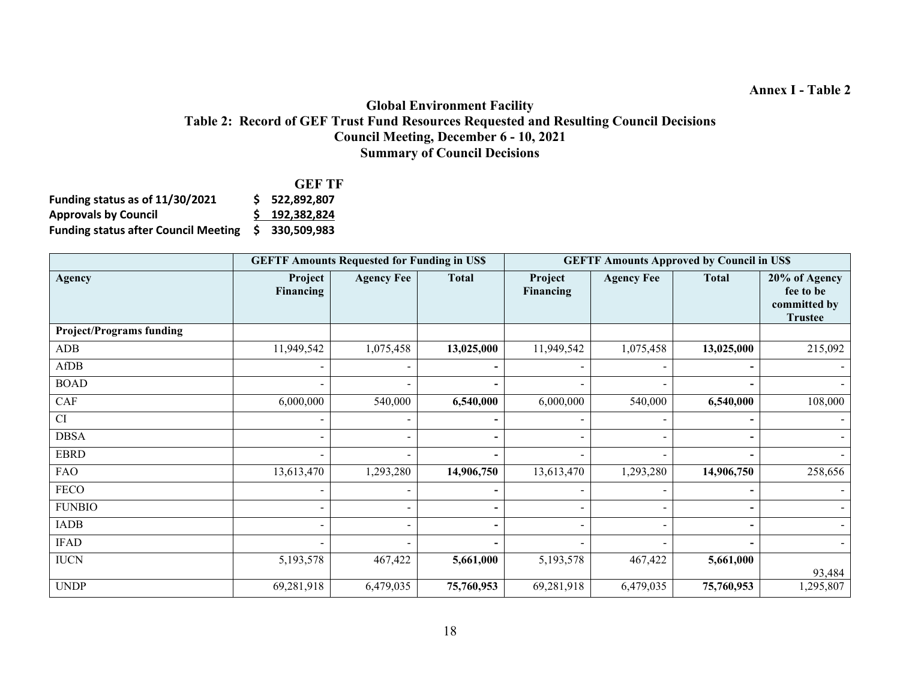**Annex I - Table 2**

## Global Environment Facility
## Table 2: Record of GEF Trust Fund Resources Requested and Resulting Council Decisions
## Council Meeting, December 6 - 10, 2021
## Summary of Council Decisions

| | GEF TF |
|---|---|
| **Funding status as of 11/30/2021** | **$ 522,892,807** |
| **Approvals by Council** | **$ 192,382,824** |
| **Funding status after Council Meeting** | **$ 330,509,983** |

| | GEFTF Amounts Requested for Funding in US$ | | | GEFTF Amounts Approved by Council in US$ | | | |
|---|---|---|---|---|---|---|---|
| **Agency** | **Project Financing** | **Agency Fee** | **Total** | **Project Financing** | **Agency Fee** | **Total** | **20% of Agency fee to be committed by Trustee** |
| **Project/Programs funding** | | | | | | | |
| ADB | 11,949,542 | 1,075,458 | **13,025,000** | 11,949,542 | 1,075,458 | **13,025,000** | 215,092 |
| AfDB | - | - | **-** | - | - | **-** | - |
| BOAD | - | - | **-** | - | - | **-** | - |
| CAF | 6,000,000 | 540,000 | **6,540,000** | 6,000,000 | 540,000 | **6,540,000** | 108,000 |
| CI | - | - | **-** | - | - | **-** | - |
| DBSA | - | - | **-** | - | - | **-** | - |
| EBRD | - | - | **-** | - | - | **-** | - |
| FAO | 13,613,470 | 1,293,280 | **14,906,750** | 13,613,470 | 1,293,280 | **14,906,750** | 258,656 |
| FECO | - | - | **-** | - | - | **-** | - |
| FUNBIO | - | - | **-** | - | - | **-** | - |
| IADB | - | - | **-** | - | - | **-** | - |
| IFAD | - | - | **-** | - | - | **-** | - |
| IUCN | 5,193,578 | 467,422 | **5,661,000** | 5,193,578 | 467,422 | **5,661,000** | 93,484 |
| UNDP | 69,281,918 | 6,479,035 | **75,760,953** | 69,281,918 | 6,479,035 | **75,760,953** | 1,295,807 |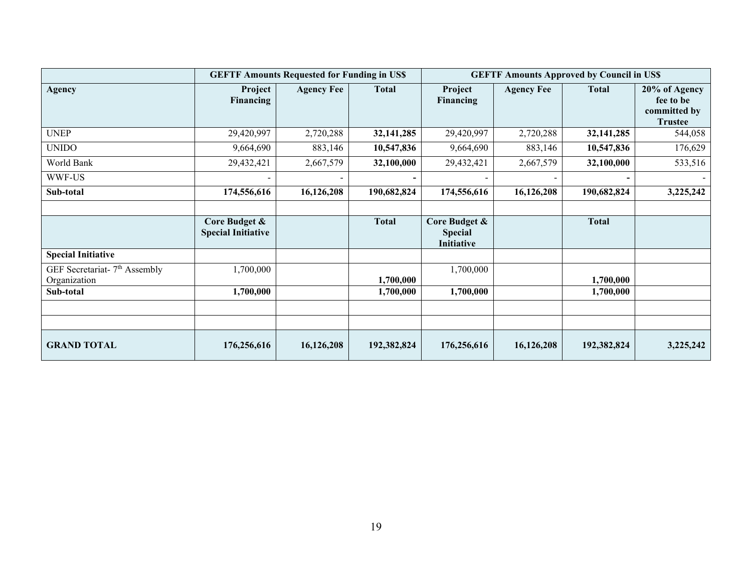| | GEFTF Amounts Requested for Funding in US$ | | | GEFTF Amounts Approved by Council in US$ | | | |
|---|---|---|---|---|---|---|---|
| **Agency** | **Project Financing** | **Agency Fee** | **Total** | **Project Financing** | **Agency Fee** | **Total** | **20% of Agency fee to be committed by Trustee** |
| UNEP | 29,420,997 | 2,720,288 | **32,141,285** | 29,420,997 | 2,720,288 | **32,141,285** | 544,058 |
| UNIDO | 9,664,690 | 883,146 | **10,547,836** | 9,664,690 | 883,146 | **10,547,836** | 176,629 |
| World Bank | 29,432,421 | 2,667,579 | **32,100,000** | 29,432,421 | 2,667,579 | **32,100,000** | 533,516 |
| WWF-US | - | - | **-** | - | - | **-** | - |
| **Sub-total** | **174,556,616** | **16,126,208** | **190,682,824** | **174,556,616** | **16,126,208** | **190,682,824** | **3,225,242** |
| | | | | | | | |
| | **Core Budget & Special Initiative** | | **Total** | **Core Budget & Special Initiative** | | **Total** | |
| **Special Initiative** | | | | | | | |
| GEF Secretariat- 7th Assembly Organization | 1,700,000 | | **1,700,000** | 1,700,000 | | **1,700,000** | |
| **Sub-total** | **1,700,000** | | **1,700,000** | **1,700,000** | | **1,700,000** | |
| | | | | | | | |
| | | | | | | | |
| **GRAND TOTAL** | **176,256,616** | **16,126,208** | **192,382,824** | **176,256,616** | **16,126,208** | **192,382,824** | **3,225,242** |